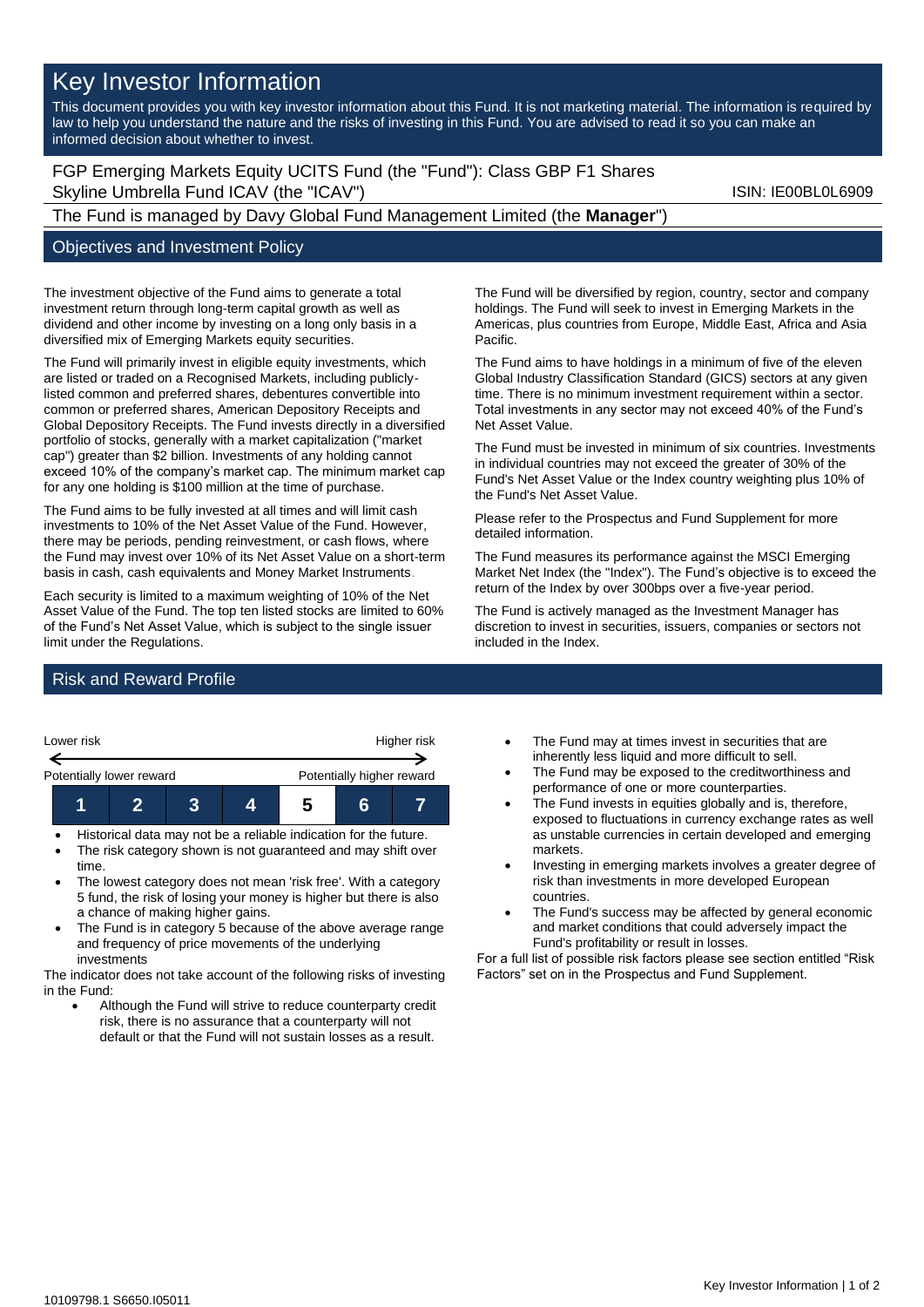# Key Investor Information

This document provides you with key investor information about this Fund. It is not marketing material. The information is required by law to help you understand the nature and the risks of investing in this Fund. You are advised to read it so you can make an informed decision about whether to invest.

FGP Emerging Markets Equity UCITS Fund (the "Fund"): Class GBP F1 Shares
Skyline Umbrella Fund ICAV (the "ICAV") ISIN: IE00BL0L6909

The Fund is managed by Davy Global Fund Management Limited (the **Manager**")

## Objectives and Investment Policy

The investment objective of the Fund aims to generate a total investment return through long-term capital growth as well as dividend and other income by investing on a long only basis in a diversified mix of Emerging Markets equity securities.

The Fund will primarily invest in eligible equity investments, which are listed or traded on a Recognised Markets, including publicly-listed common and preferred shares, debentures convertible into common or preferred shares, American Depository Receipts and Global Depository Receipts. The Fund invests directly in a diversified portfolio of stocks, generally with a market capitalization ("market cap") greater than $2 billion. Investments of any holding cannot exceed 10% of the company's market cap. The minimum market cap for any one holding is $100 million at the time of purchase.

The Fund aims to be fully invested at all times and will limit cash investments to 10% of the Net Asset Value of the Fund. However, there may be periods, pending reinvestment, or cash flows, where the Fund may invest over 10% of its Net Asset Value on a short-term basis in cash, cash equivalents and Money Market Instruments.

Each security is limited to a maximum weighting of 10% of the Net Asset Value of the Fund. The top ten listed stocks are limited to 60% of the Fund's Net Asset Value, which is subject to the single issuer limit under the Regulations.

The Fund will be diversified by region, country, sector and company holdings. The Fund will seek to invest in Emerging Markets in the Americas, plus countries from Europe, Middle East, Africa and Asia Pacific.

The Fund aims to have holdings in a minimum of five of the eleven Global Industry Classification Standard (GICS) sectors at any given time. There is no minimum investment requirement within a sector. Total investments in any sector may not exceed 40% of the Fund's Net Asset Value.

The Fund must be invested in minimum of six countries. Investments in individual countries may not exceed the greater of 30% of the Fund's Net Asset Value or the Index country weighting plus 10% of the Fund's Net Asset Value.

Please refer to the Prospectus and Fund Supplement for more detailed information.

The Fund measures its performance against the MSCI Emerging Market Net Index (the "Index"). The Fund's objective is to exceed the return of the Index by over 300bps over a five-year period.

The Fund is actively managed as the Investment Manager has discretion to invest in securities, issuers, companies or sectors not included in the Index.

## Risk and Reward Profile

Lower risk — Higher risk

Potentially lower reward — Potentially higher reward

| 1 | 2 | 3 | 4 | **5** | 6 | 7 |
|---|---|---|---|---|---|---|

- Historical data may not be a reliable indication for the future.
- The risk category shown is not guaranteed and may shift over time.
- The lowest category does not mean 'risk free'. With a category 5 fund, the risk of losing your money is higher but there is also a chance of making higher gains.
- The Fund is in category 5 because of the above average range and frequency of price movements of the underlying investments

The indicator does not take account of the following risks of investing in the Fund:

- Although the Fund will strive to reduce counterparty credit risk, there is no assurance that a counterparty will not default or that the Fund will not sustain losses as a result.
- The Fund may at times invest in securities that are inherently less liquid and more difficult to sell.
- The Fund may be exposed to the creditworthiness and performance of one or more counterparties.
- The Fund invests in equities globally and is, therefore, exposed to fluctuations in currency exchange rates as well as unstable currencies in certain developed and emerging markets.
- Investing in emerging markets involves a greater degree of risk than investments in more developed European countries.
- The Fund's success may be affected by general economic and market conditions that could adversely impact the Fund's profitability or result in losses.

For a full list of possible risk factors please see section entitled "Risk Factors" set on in the Prospectus and Fund Supplement.

10109798.1 S6650.I05011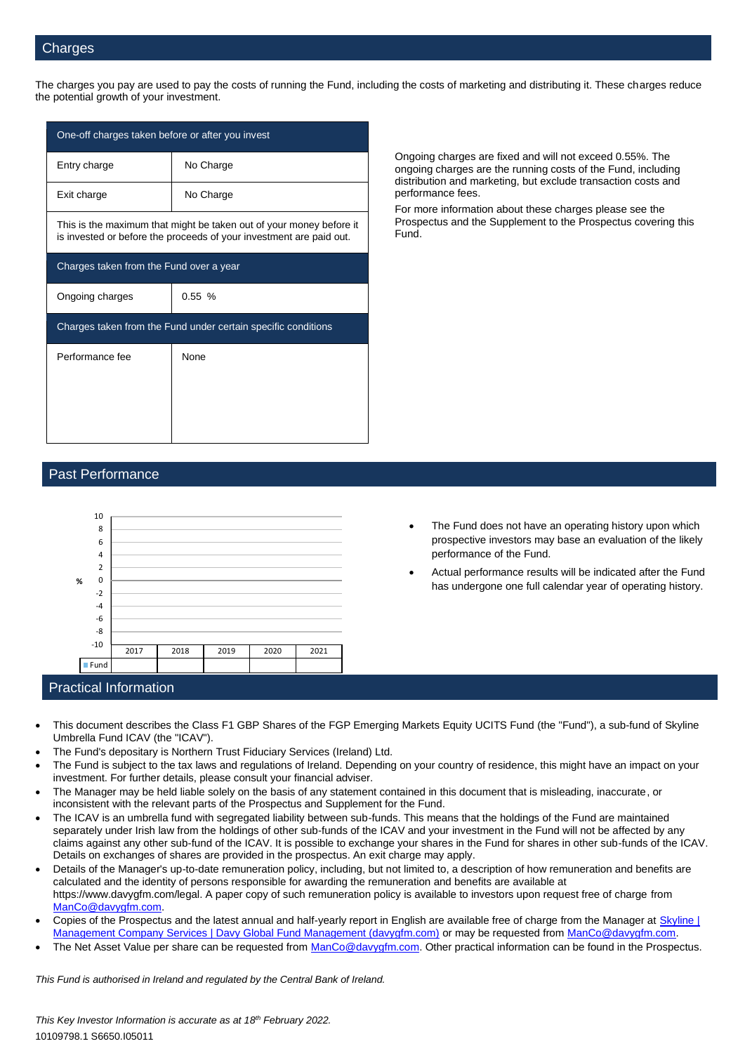## Charges

The charges you pay are used to pay the costs of running the Fund, including the costs of marketing and distributing it. These charges reduce the potential growth of your investment.

| One-off charges taken before or after you invest | |
|---|---|
| Entry charge | No Charge |
| Exit charge | No Charge |
| This is the maximum that might be taken out of your money before it is invested or before the proceeds of your investment are paid out. | |
| **Charges taken from the Fund over a year** | |
| Ongoing charges | 0.55 % |
| **Charges taken from the Fund under certain specific conditions** | |
| Performance fee | None |

Ongoing charges are fixed and will not exceed 0.55%. The ongoing charges are the running costs of the Fund, including distribution and marketing, but exclude transaction costs and performance fees.

For more information about these charges please see the Prospectus and the Supplement to the Prospectus covering this Fund.

## Past Performance

10
8
6
4
2
%
0
-2
-4
-6
-8
-10
2017
2018
2019
2020
2021
Fund

- The Fund does not have an operating history upon which prospective investors may base an evaluation of the likely performance of the Fund.
- Actual performance results will be indicated after the Fund has undergone one full calendar year of operating history.

## Practical Information

- This document describes the Class F1 GBP Shares of the FGP Emerging Markets Equity UCITS Fund (the "Fund"), a sub-fund of Skyline Umbrella Fund ICAV (the "ICAV").
- The Fund's depositary is Northern Trust Fiduciary Services (Ireland) Ltd.
- The Fund is subject to the tax laws and regulations of Ireland. Depending on your country of residence, this might have an impact on your investment. For further details, please consult your financial adviser.
- The Manager may be held liable solely on the basis of any statement contained in this document that is misleading, inaccurate, or inconsistent with the relevant parts of the Prospectus and Supplement for the Fund.
- The ICAV is an umbrella fund with segregated liability between sub-funds. This means that the holdings of the Fund are maintained separately under Irish law from the holdings of other sub-funds of the ICAV and your investment in the Fund will not be affected by any claims against any other sub-fund of the ICAV. It is possible to exchange your shares in the Fund for shares in other sub-funds of the ICAV. Details on exchanges of shares are provided in the prospectus. An exit charge may apply.
- Details of the Manager's up-to-date remuneration policy, including, but not limited to, a description of how remuneration and benefits are calculated and the identity of persons responsible for awarding the remuneration and benefits are available at https://www.davygfm.com/legal. A paper copy of such remuneration policy is available to investors upon request free of charge from ManCo@davygfm.com.
- Copies of the Prospectus and the latest annual and half-yearly report in English are available free of charge from the Manager at Skyline | Management Company Services | Davy Global Fund Management (davygfm.com) or may be requested from ManCo@davygfm.com.
- The Net Asset Value per share can be requested from ManCo@davygfm.com. Other practical information can be found in the Prospectus.

*This Fund is authorised in Ireland and regulated by the Central Bank of Ireland.*

*This Key Investor Information is accurate as at 18th February 2022.*

10109798.1 S6650.I05011